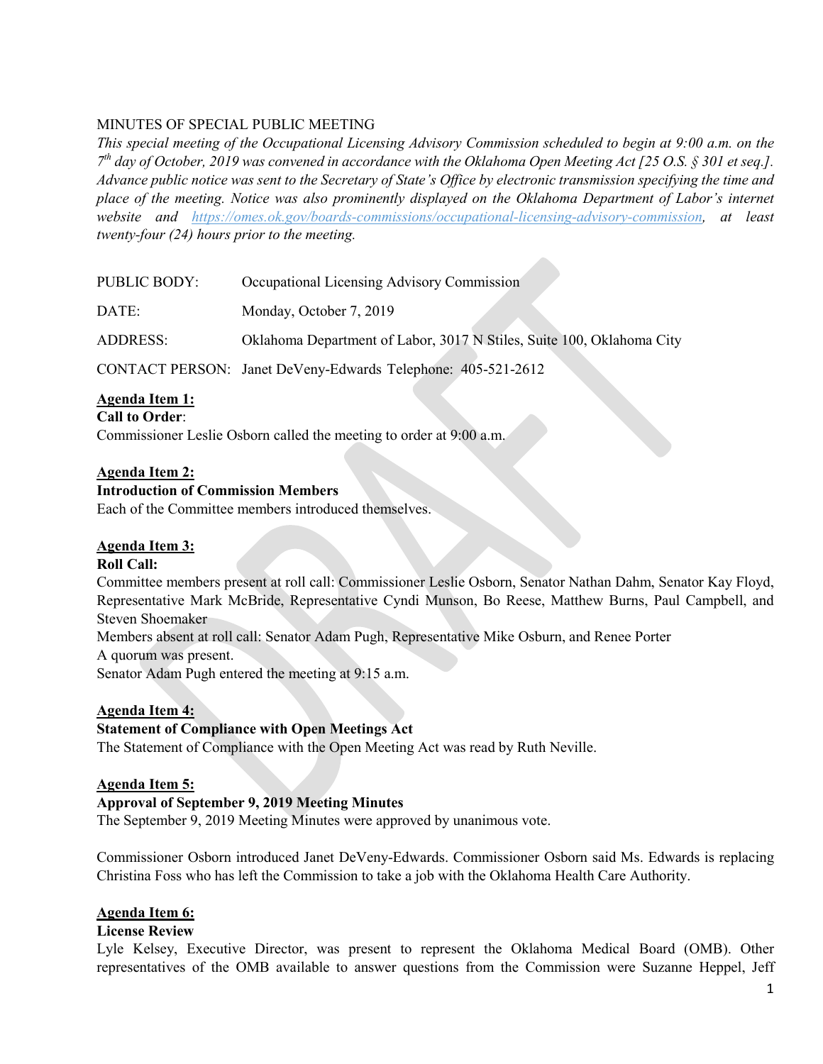MINUTES OF SPECIAL PUBLIC MEETING

*This special meeting of the Occupational Licensing Advisory Commission scheduled to begin at 9:00 a.m. on the 7th day of October, 2019 was convened in accordance with the Oklahoma Open Meeting Act [25 O.S. § 301 et seq.]. Advance public notice was sent to the Secretary of State's Office by electronic transmission specifying the time and place of the meeting. Notice was also prominently displayed on the Oklahoma Department of Labor's internet website and [https://omes.ok.gov/boards-commissions/occupational-licensing-advisory-commission](https://omes.ok.gov/boards-commissions/occupational-licensing-advisory-commission), at least twenty-four (24) hours prior to the meeting.*

PUBLIC BODY: Occupational Licensing Advisory Commission

DATE: Monday, October 7, 2019

ADDRESS: Oklahoma Department of Labor, 3017 N Stiles, Suite 100, Oklahoma City

CONTACT PERSON: Janet DeVeny-Edwards Telephone: 405-521-2612

**Agenda Item 1:**
**Call to Order**:
Commissioner Leslie Osborn called the meeting to order at 9:00 a.m.

**Agenda Item 2:**
**Introduction of Commission Members**
Each of the Committee members introduced themselves.

**Agenda Item 3:**
**Roll Call:**
Committee members present at roll call: Commissioner Leslie Osborn, Senator Nathan Dahm, Senator Kay Floyd, Representative Mark McBride, Representative Cyndi Munson, Bo Reese, Matthew Burns, Paul Campbell, and Steven Shoemaker
Members absent at roll call: Senator Adam Pugh, Representative Mike Osburn, and Renee Porter
A quorum was present.
Senator Adam Pugh entered the meeting at 9:15 a.m.

**Agenda Item 4:**
**Statement of Compliance with Open Meetings Act**
The Statement of Compliance with the Open Meeting Act was read by Ruth Neville.

**Agenda Item 5:**
**Approval of September 9, 2019 Meeting Minutes**
The September 9, 2019 Meeting Minutes were approved by unanimous vote.

Commissioner Osborn introduced Janet DeVeny-Edwards. Commissioner Osborn said Ms. Edwards is replacing Christina Foss who has left the Commission to take a job with the Oklahoma Health Care Authority.

**Agenda Item 6:**
**License Review**
Lyle Kelsey, Executive Director, was present to represent the Oklahoma Medical Board (OMB). Other representatives of the OMB available to answer questions from the Commission were Suzanne Heppel, Jeff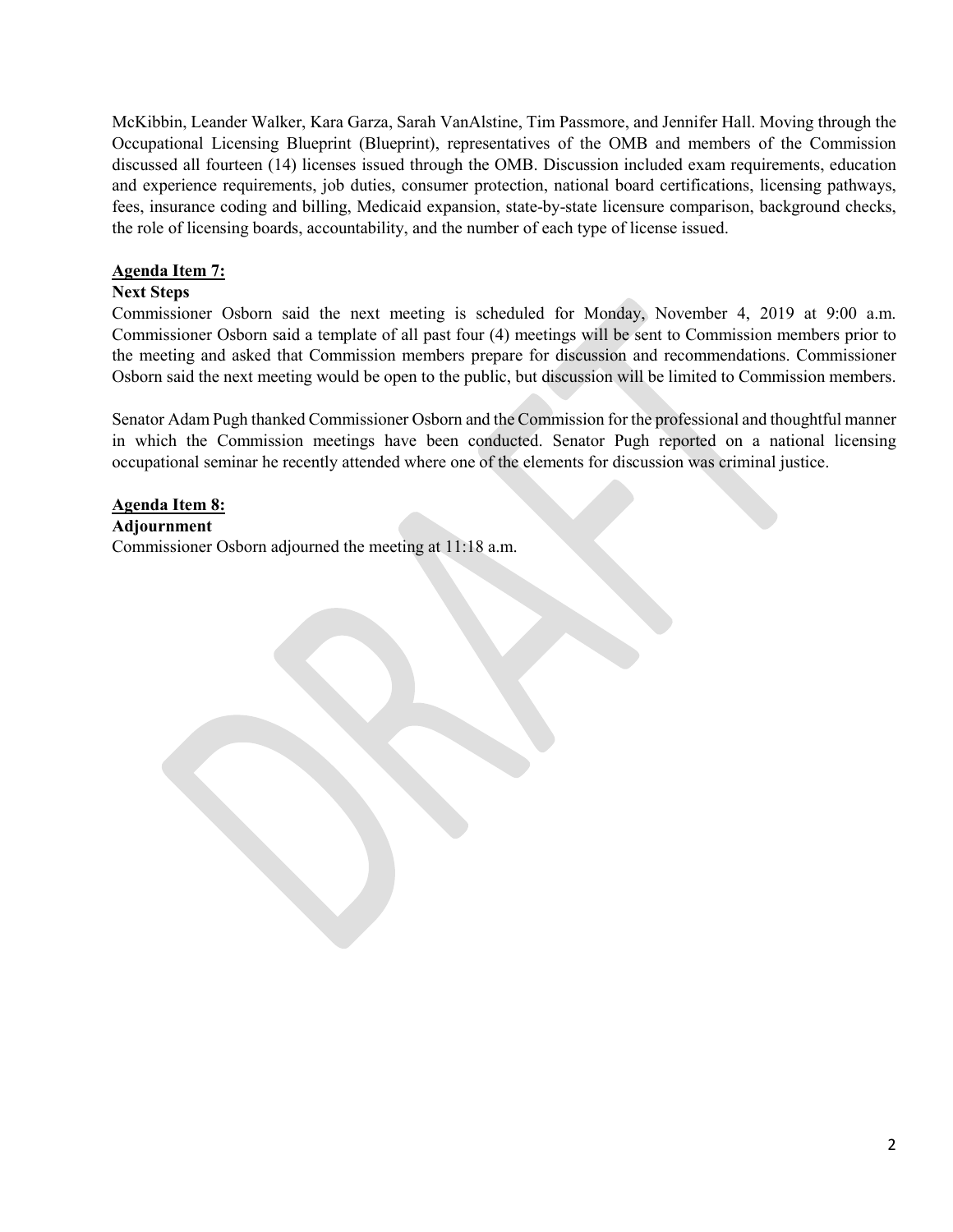McKibbin, Leander Walker, Kara Garza, Sarah VanAlstine, Tim Passmore, and Jennifer Hall. Moving through the Occupational Licensing Blueprint (Blueprint), representatives of the OMB and members of the Commission discussed all fourteen (14) licenses issued through the OMB. Discussion included exam requirements, education and experience requirements, job duties, consumer protection, national board certifications, licensing pathways, fees, insurance coding and billing, Medicaid expansion, state-by-state licensure comparison, background checks, the role of licensing boards, accountability, and the number of each type of license issued.

**Agenda Item 7:**

**Next Steps**

Commissioner Osborn said the next meeting is scheduled for Monday, November 4, 2019 at 9:00 a.m. Commissioner Osborn said a template of all past four (4) meetings will be sent to Commission members prior to the meeting and asked that Commission members prepare for discussion and recommendations. Commissioner Osborn said the next meeting would be open to the public, but discussion will be limited to Commission members.

Senator Adam Pugh thanked Commissioner Osborn and the Commission for the professional and thoughtful manner in which the Commission meetings have been conducted. Senator Pugh reported on a national licensing occupational seminar he recently attended where one of the elements for discussion was criminal justice.

**Agenda Item 8:**

**Adjournment**

Commissioner Osborn adjourned the meeting at 11:18 a.m.